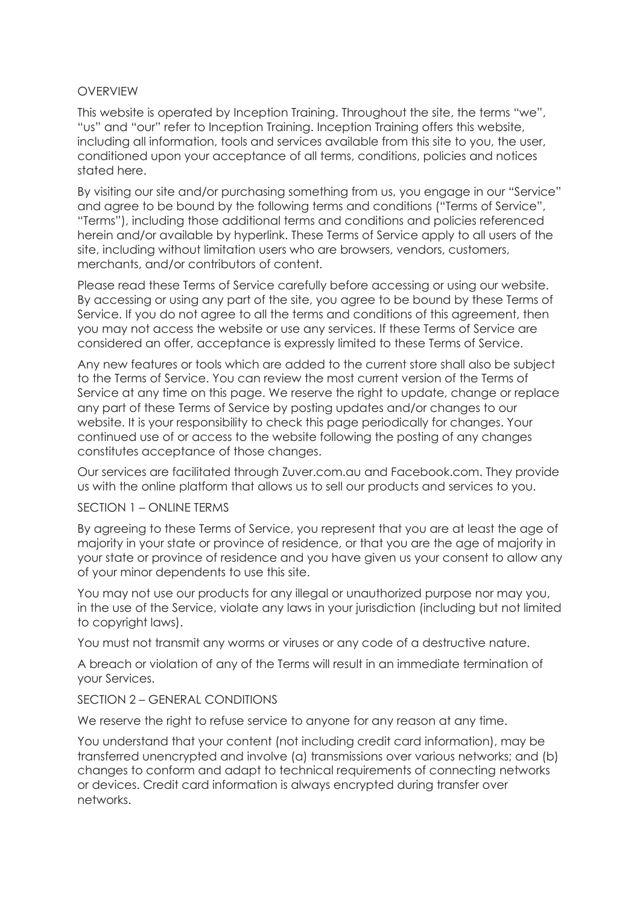## OVERVIEW

This website is operated by Inception Training. Throughout the site, the terms "we", "us" and "our" refer to Inception Training. Inception Training offers this website, including all information, tools and services available from this site to you, the user, conditioned upon your acceptance of all terms, conditions, policies and notices stated here.

By visiting our site and/or purchasing something from us, you engage in our "Service" and agree to be bound by the following terms and conditions ("Terms of Service", "Terms"), including those additional terms and conditions and policies referenced herein and/or available by hyperlink. These Terms of Service apply to all users of the site, including without limitation users who are browsers, vendors, customers, merchants, and/or contributors of content.

Please read these Terms of Service carefully before accessing or using our website. By accessing or using any part of the site, you agree to be bound by these Terms of Service. If you do not agree to all the terms and conditions of this agreement, then you may not access the website or use any services. If these Terms of Service are considered an offer, acceptance is expressly limited to these Terms of Service.

Any new features or tools which are added to the current store shall also be subject to the Terms of Service. You can review the most current version of the Terms of Service at any time on this page. We reserve the right to update, change or replace any part of these Terms of Service by posting updates and/or changes to our website. It is your responsibility to check this page periodically for changes. Your continued use of or access to the website following the posting of any changes constitutes acceptance of those changes.

Our services are facilitated through Zuver.com.au and Facebook.com. They provide us with the online platform that allows us to sell our products and services to you.

## SECTION 1 – ONLINE TERMS

By agreeing to these Terms of Service, you represent that you are at least the age of majority in your state or province of residence, or that you are the age of majority in your state or province of residence and you have given us your consent to allow any of your minor dependents to use this site.

You may not use our products for any illegal or unauthorized purpose nor may you, in the use of the Service, violate any laws in your jurisdiction (including but not limited to copyright laws).

You must not transmit any worms or viruses or any code of a destructive nature.

A breach or violation of any of the Terms will result in an immediate termination of your Services.

## SECTION 2 – GENERAL CONDITIONS

We reserve the right to refuse service to anyone for any reason at any time.

You understand that your content (not including credit card information), may be transferred unencrypted and involve (a) transmissions over various networks; and (b) changes to conform and adapt to technical requirements of connecting networks or devices. Credit card information is always encrypted during transfer over networks.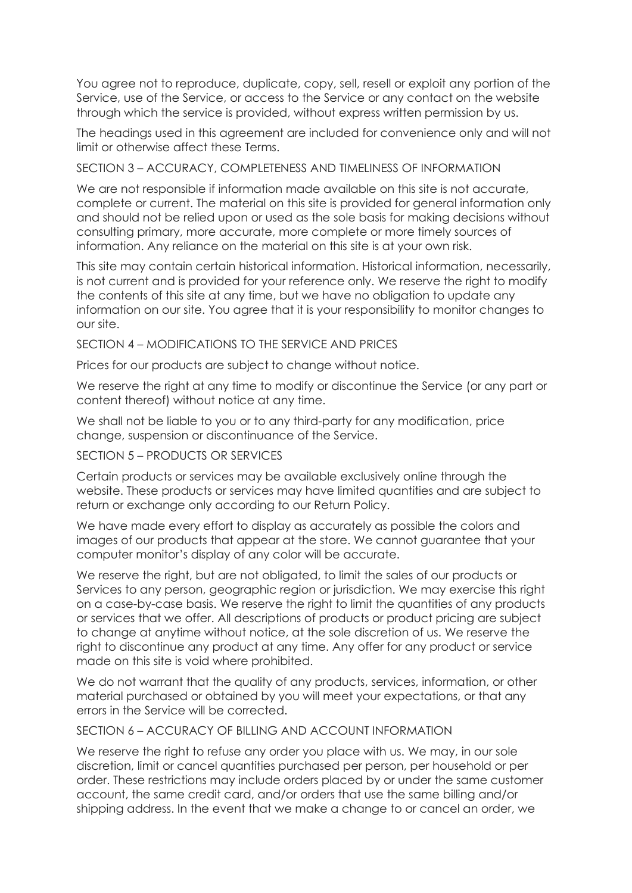You agree not to reproduce, duplicate, copy, sell, resell or exploit any portion of the Service, use of the Service, or access to the Service or any contact on the website through which the service is provided, without express written permission by us.

The headings used in this agreement are included for convenience only and will not limit or otherwise affect these Terms.

## SECTION 3 – ACCURACY, COMPLETENESS AND TIMELINESS OF INFORMATION

We are not responsible if information made available on this site is not accurate, complete or current. The material on this site is provided for general information only and should not be relied upon or used as the sole basis for making decisions without consulting primary, more accurate, more complete or more timely sources of information. Any reliance on the material on this site is at your own risk.

This site may contain certain historical information. Historical information, necessarily, is not current and is provided for your reference only. We reserve the right to modify the contents of this site at any time, but we have no obligation to update any information on our site. You agree that it is your responsibility to monitor changes to our site.

## SECTION 4 – MODIFICATIONS TO THE SERVICE AND PRICES

Prices for our products are subject to change without notice.

We reserve the right at any time to modify or discontinue the Service (or any part or content thereof) without notice at any time.

We shall not be liable to you or to any third-party for any modification, price change, suspension or discontinuance of the Service.

## SECTION 5 – PRODUCTS OR SERVICES

Certain products or services may be available exclusively online through the website. These products or services may have limited quantities and are subject to return or exchange only according to our Return Policy.

We have made every effort to display as accurately as possible the colors and images of our products that appear at the store. We cannot guarantee that your computer monitor's display of any color will be accurate.

We reserve the right, but are not obligated, to limit the sales of our products or Services to any person, geographic region or jurisdiction. We may exercise this right on a case-by-case basis. We reserve the right to limit the quantities of any products or services that we offer. All descriptions of products or product pricing are subject to change at anytime without notice, at the sole discretion of us. We reserve the right to discontinue any product at any time. Any offer for any product or service made on this site is void where prohibited.

We do not warrant that the quality of any products, services, information, or other material purchased or obtained by you will meet your expectations, or that any errors in the Service will be corrected.

## SECTION 6 – ACCURACY OF BILLING AND ACCOUNT INFORMATION

We reserve the right to refuse any order you place with us. We may, in our sole discretion, limit or cancel quantities purchased per person, per household or per order. These restrictions may include orders placed by or under the same customer account, the same credit card, and/or orders that use the same billing and/or shipping address. In the event that we make a change to or cancel an order, we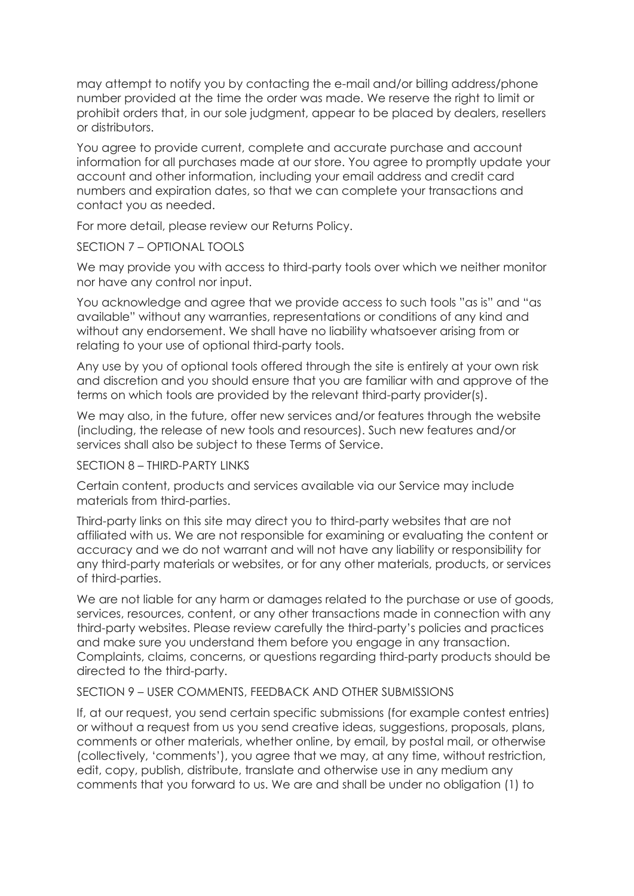may attempt to notify you by contacting the e-mail and/or billing address/phone number provided at the time the order was made. We reserve the right to limit or prohibit orders that, in our sole judgment, appear to be placed by dealers, resellers or distributors.

You agree to provide current, complete and accurate purchase and account information for all purchases made at our store. You agree to promptly update your account and other information, including your email address and credit card numbers and expiration dates, so that we can complete your transactions and contact you as needed.

For more detail, please review our Returns Policy.

## SECTION 7 – OPTIONAL TOOLS

We may provide you with access to third-party tools over which we neither monitor nor have any control nor input.

You acknowledge and agree that we provide access to such tools "as is" and "as available" without any warranties, representations or conditions of any kind and without any endorsement. We shall have no liability whatsoever arising from or relating to your use of optional third-party tools.

Any use by you of optional tools offered through the site is entirely at your own risk and discretion and you should ensure that you are familiar with and approve of the terms on which tools are provided by the relevant third-party provider(s).

We may also, in the future, offer new services and/or features through the website (including, the release of new tools and resources). Such new features and/or services shall also be subject to these Terms of Service.

## SECTION 8 – THIRD-PARTY LINKS

Certain content, products and services available via our Service may include materials from third-parties.

Third-party links on this site may direct you to third-party websites that are not affiliated with us. We are not responsible for examining or evaluating the content or accuracy and we do not warrant and will not have any liability or responsibility for any third-party materials or websites, or for any other materials, products, or services of third-parties.

We are not liable for any harm or damages related to the purchase or use of goods, services, resources, content, or any other transactions made in connection with any third-party websites. Please review carefully the third-party's policies and practices and make sure you understand them before you engage in any transaction. Complaints, claims, concerns, or questions regarding third-party products should be directed to the third-party.

## SECTION 9 – USER COMMENTS, FEEDBACK AND OTHER SUBMISSIONS

If, at our request, you send certain specific submissions (for example contest entries) or without a request from us you send creative ideas, suggestions, proposals, plans, comments or other materials, whether online, by email, by postal mail, or otherwise (collectively, 'comments'), you agree that we may, at any time, without restriction, edit, copy, publish, distribute, translate and otherwise use in any medium any comments that you forward to us. We are and shall be under no obligation (1) to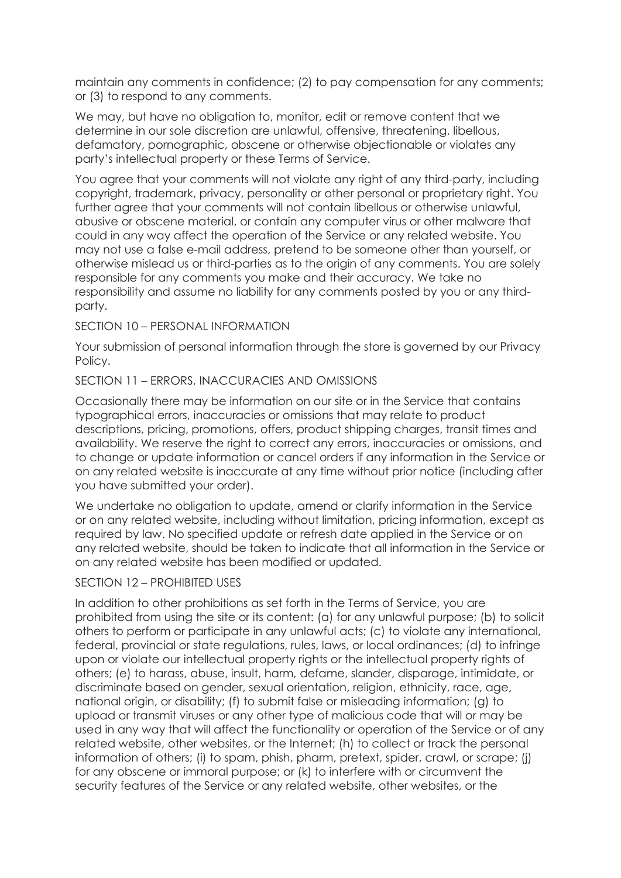maintain any comments in confidence; (2) to pay compensation for any comments; or (3) to respond to any comments.

We may, but have no obligation to, monitor, edit or remove content that we determine in our sole discretion are unlawful, offensive, threatening, libellous, defamatory, pornographic, obscene or otherwise objectionable or violates any party's intellectual property or these Terms of Service.

You agree that your comments will not violate any right of any third-party, including copyright, trademark, privacy, personality or other personal or proprietary right. You further agree that your comments will not contain libellous or otherwise unlawful, abusive or obscene material, or contain any computer virus or other malware that could in any way affect the operation of the Service or any related website. You may not use a false e-mail address, pretend to be someone other than yourself, or otherwise mislead us or third-parties as to the origin of any comments. You are solely responsible for any comments you make and their accuracy. We take no responsibility and assume no liability for any comments posted by you or any third-party.

SECTION 10 – PERSONAL INFORMATION

Your submission of personal information through the store is governed by our Privacy Policy.

SECTION 11 – ERRORS, INACCURACIES AND OMISSIONS

Occasionally there may be information on our site or in the Service that contains typographical errors, inaccuracies or omissions that may relate to product descriptions, pricing, promotions, offers, product shipping charges, transit times and availability. We reserve the right to correct any errors, inaccuracies or omissions, and to change or update information or cancel orders if any information in the Service or on any related website is inaccurate at any time without prior notice (including after you have submitted your order).

We undertake no obligation to update, amend or clarify information in the Service or on any related website, including without limitation, pricing information, except as required by law. No specified update or refresh date applied in the Service or on any related website, should be taken to indicate that all information in the Service or on any related website has been modified or updated.

SECTION 12 – PROHIBITED USES

In addition to other prohibitions as set forth in the Terms of Service, you are prohibited from using the site or its content: (a) for any unlawful purpose; (b) to solicit others to perform or participate in any unlawful acts; (c) to violate any international, federal, provincial or state regulations, rules, laws, or local ordinances; (d) to infringe upon or violate our intellectual property rights or the intellectual property rights of others; (e) to harass, abuse, insult, harm, defame, slander, disparage, intimidate, or discriminate based on gender, sexual orientation, religion, ethnicity, race, age, national origin, or disability; (f) to submit false or misleading information; (g) to upload or transmit viruses or any other type of malicious code that will or may be used in any way that will affect the functionality or operation of the Service or of any related website, other websites, or the Internet; (h) to collect or track the personal information of others; (i) to spam, phish, pharm, pretext, spider, crawl, or scrape; (j) for any obscene or immoral purpose; or (k) to interfere with or circumvent the security features of the Service or any related website, other websites, or the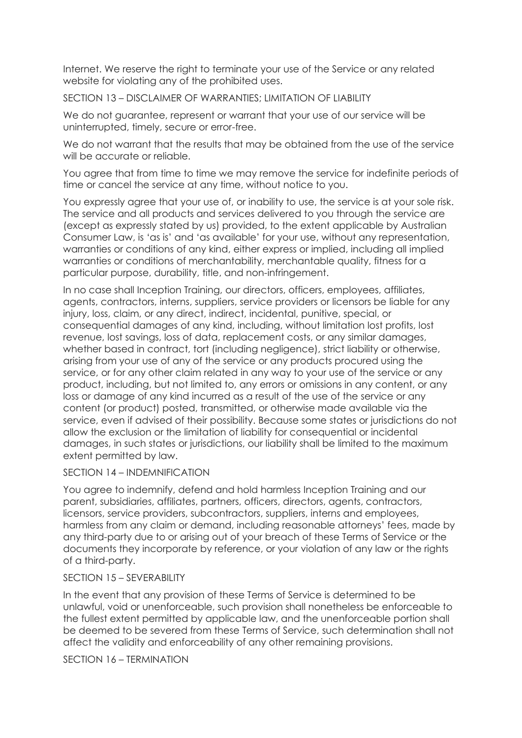Internet. We reserve the right to terminate your use of the Service or any related website for violating any of the prohibited uses.

SECTION 13 – DISCLAIMER OF WARRANTIES; LIMITATION OF LIABILITY

We do not guarantee, represent or warrant that your use of our service will be uninterrupted, timely, secure or error-free.

We do not warrant that the results that may be obtained from the use of the service will be accurate or reliable.

You agree that from time to time we may remove the service for indefinite periods of time or cancel the service at any time, without notice to you.

You expressly agree that your use of, or inability to use, the service is at your sole risk. The service and all products and services delivered to you through the service are (except as expressly stated by us) provided, to the extent applicable by Australian Consumer Law, is 'as is' and 'as available' for your use, without any representation, warranties or conditions of any kind, either express or implied, including all implied warranties or conditions of merchantability, merchantable quality, fitness for a particular purpose, durability, title, and non-infringement.

In no case shall Inception Training, our directors, officers, employees, affiliates, agents, contractors, interns, suppliers, service providers or licensors be liable for any injury, loss, claim, or any direct, indirect, incidental, punitive, special, or consequential damages of any kind, including, without limitation lost profits, lost revenue, lost savings, loss of data, replacement costs, or any similar damages, whether based in contract, tort (including negligence), strict liability or otherwise, arising from your use of any of the service or any products procured using the service, or for any other claim related in any way to your use of the service or any product, including, but not limited to, any errors or omissions in any content, or any loss or damage of any kind incurred as a result of the use of the service or any content (or product) posted, transmitted, or otherwise made available via the service, even if advised of their possibility. Because some states or jurisdictions do not allow the exclusion or the limitation of liability for consequential or incidental damages, in such states or jurisdictions, our liability shall be limited to the maximum extent permitted by law.

SECTION 14 – INDEMNIFICATION

You agree to indemnify, defend and hold harmless Inception Training and our parent, subsidiaries, affiliates, partners, officers, directors, agents, contractors, licensors, service providers, subcontractors, suppliers, interns and employees, harmless from any claim or demand, including reasonable attorneys' fees, made by any third-party due to or arising out of your breach of these Terms of Service or the documents they incorporate by reference, or your violation of any law or the rights of a third-party.

SECTION 15 – SEVERABILITY

In the event that any provision of these Terms of Service is determined to be unlawful, void or unenforceable, such provision shall nonetheless be enforceable to the fullest extent permitted by applicable law, and the unenforceable portion shall be deemed to be severed from these Terms of Service, such determination shall not affect the validity and enforceability of any other remaining provisions.

SECTION 16 – TERMINATION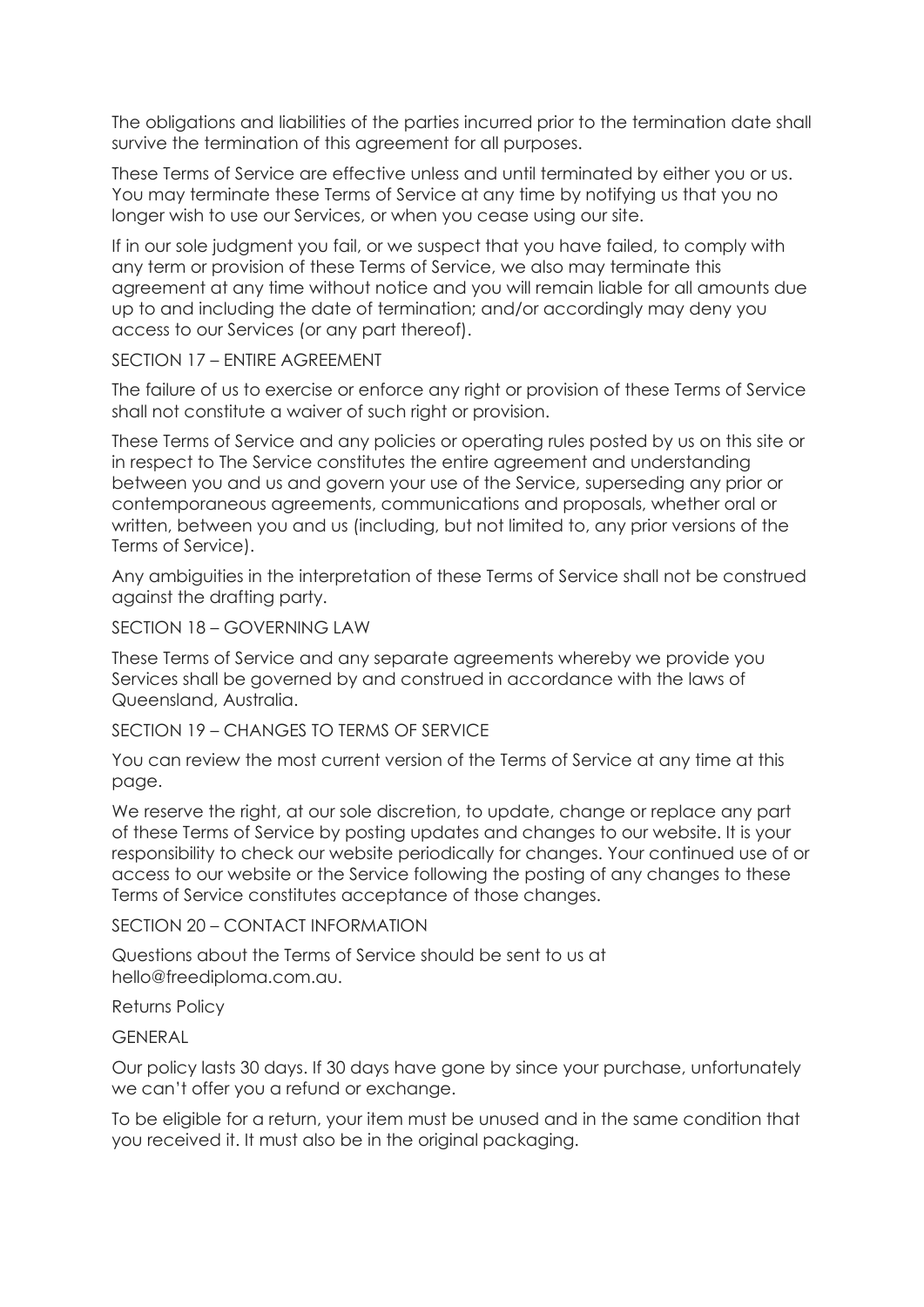The obligations and liabilities of the parties incurred prior to the termination date shall survive the termination of this agreement for all purposes.

These Terms of Service are effective unless and until terminated by either you or us. You may terminate these Terms of Service at any time by notifying us that you no longer wish to use our Services, or when you cease using our site.

If in our sole judgment you fail, or we suspect that you have failed, to comply with any term or provision of these Terms of Service, we also may terminate this agreement at any time without notice and you will remain liable for all amounts due up to and including the date of termination; and/or accordingly may deny you access to our Services (or any part thereof).

## SECTION 17 – ENTIRE AGREEMENT

The failure of us to exercise or enforce any right or provision of these Terms of Service shall not constitute a waiver of such right or provision.

These Terms of Service and any policies or operating rules posted by us on this site or in respect to The Service constitutes the entire agreement and understanding between you and us and govern your use of the Service, superseding any prior or contemporaneous agreements, communications and proposals, whether oral or written, between you and us (including, but not limited to, any prior versions of the Terms of Service).

Any ambiguities in the interpretation of these Terms of Service shall not be construed against the drafting party.

## SECTION 18 – GOVERNING LAW

These Terms of Service and any separate agreements whereby we provide you Services shall be governed by and construed in accordance with the laws of Queensland, Australia.

## SECTION 19 – CHANGES TO TERMS OF SERVICE

You can review the most current version of the Terms of Service at any time at this page.

We reserve the right, at our sole discretion, to update, change or replace any part of these Terms of Service by posting updates and changes to our website. It is your responsibility to check our website periodically for changes. Your continued use of or access to our website or the Service following the posting of any changes to these Terms of Service constitutes acceptance of those changes.

## SECTION 20 – CONTACT INFORMATION

Questions about the Terms of Service should be sent to us at hello@freediploma.com.au.

# Returns Policy

## GENERAL

Our policy lasts 30 days. If 30 days have gone by since your purchase, unfortunately we can't offer you a refund or exchange.

To be eligible for a return, your item must be unused and in the same condition that you received it. It must also be in the original packaging.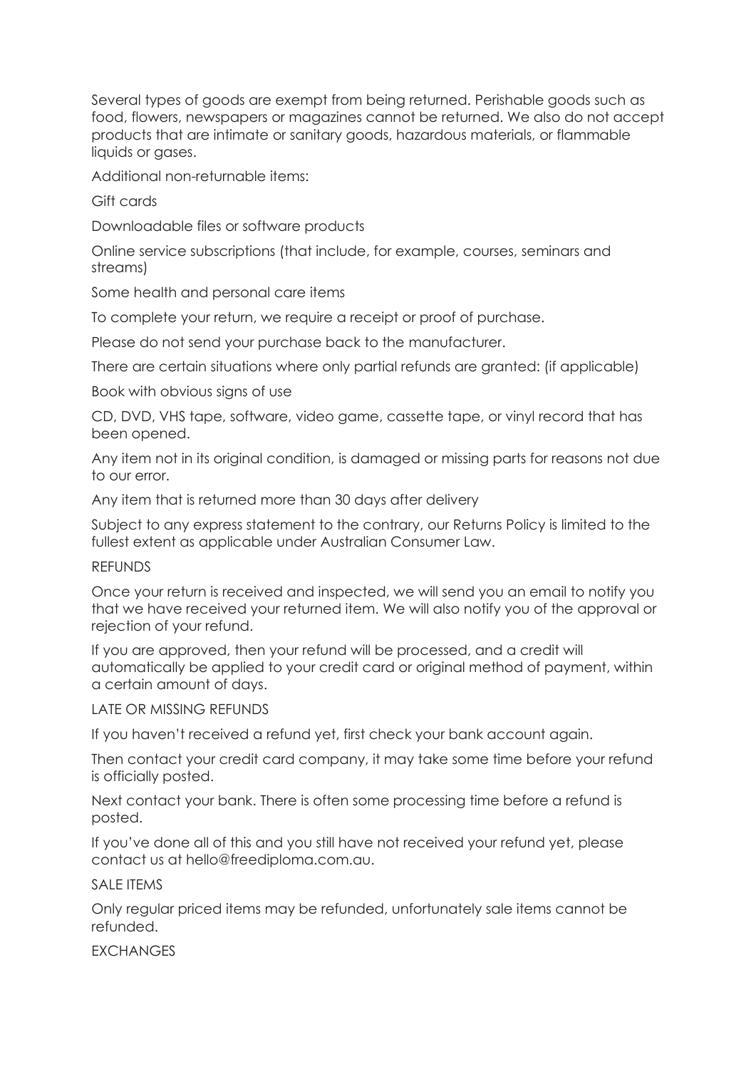Several types of goods are exempt from being returned. Perishable goods such as food, flowers, newspapers or magazines cannot be returned. We also do not accept products that are intimate or sanitary goods, hazardous materials, or flammable liquids or gases.

Additional non-returnable items:

Gift cards

Downloadable files or software products

Online service subscriptions (that include, for example, courses, seminars and streams)

Some health and personal care items

To complete your return, we require a receipt or proof of purchase.

Please do not send your purchase back to the manufacturer.

There are certain situations where only partial refunds are granted: (if applicable)

Book with obvious signs of use

CD, DVD, VHS tape, software, video game, cassette tape, or vinyl record that has been opened.

Any item not in its original condition, is damaged or missing parts for reasons not due to our error.

Any item that is returned more than 30 days after delivery

Subject to any express statement to the contrary, our Returns Policy is limited to the fullest extent as applicable under Australian Consumer Law.

## REFUNDS

Once your return is received and inspected, we will send you an email to notify you that we have received your returned item. We will also notify you of the approval or rejection of your refund.

If you are approved, then your refund will be processed, and a credit will automatically be applied to your credit card or original method of payment, within a certain amount of days.

## LATE OR MISSING REFUNDS

If you haven't received a refund yet, first check your bank account again.

Then contact your credit card company, it may take some time before your refund is officially posted.

Next contact your bank. There is often some processing time before a refund is posted.

If you've done all of this and you still have not received your refund yet, please contact us at hello@freediploma.com.au.

## SALE ITEMS

Only regular priced items may be refunded, unfortunately sale items cannot be refunded.

## EXCHANGES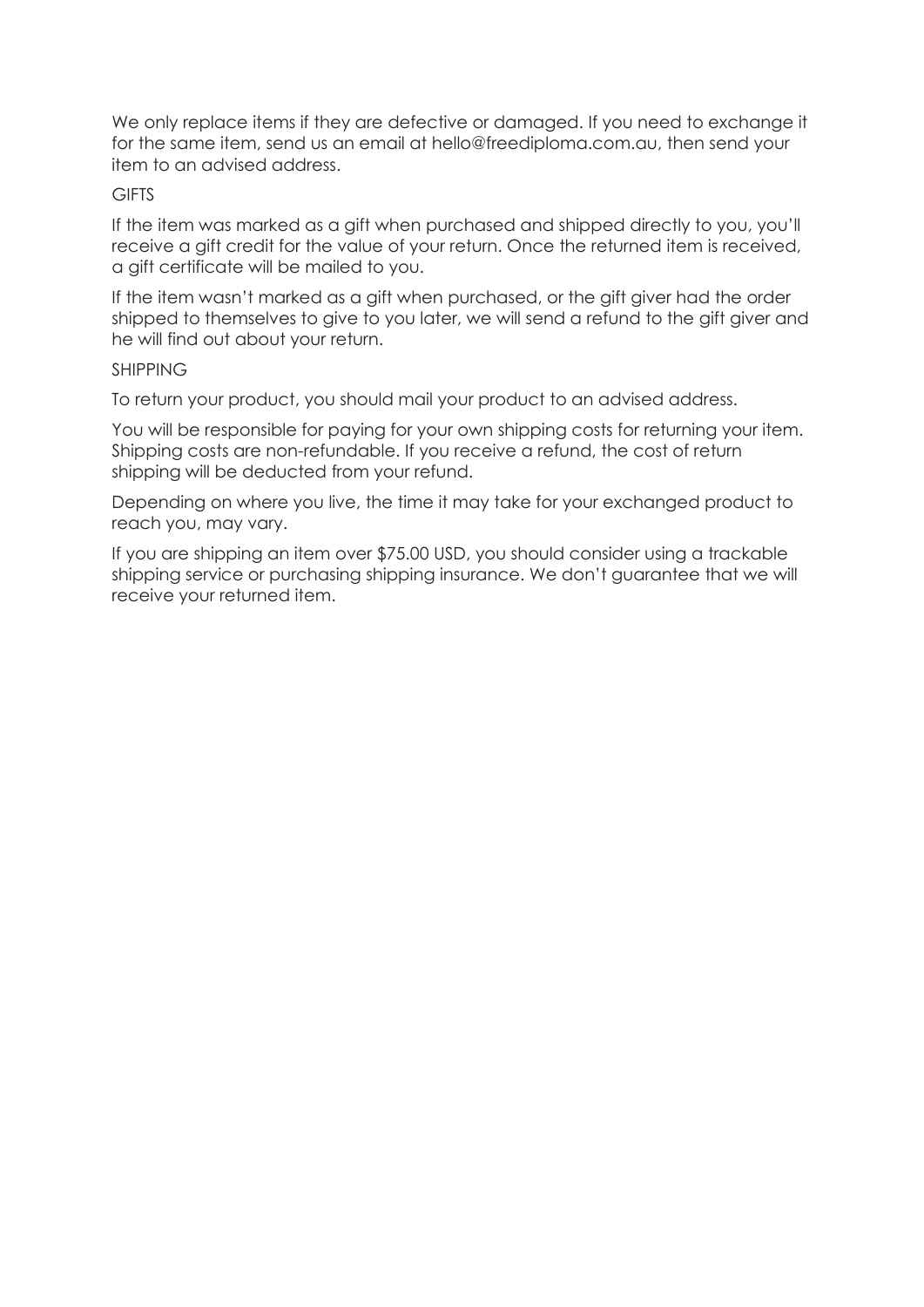We only replace items if they are defective or damaged. If you need to exchange it for the same item, send us an email at hello@freediploma.com.au, then send your item to an advised address.

GIFTS

If the item was marked as a gift when purchased and shipped directly to you, you'll receive a gift credit for the value of your return. Once the returned item is received, a gift certificate will be mailed to you.

If the item wasn't marked as a gift when purchased, or the gift giver had the order shipped to themselves to give to you later, we will send a refund to the gift giver and he will find out about your return.

SHIPPING

To return your product, you should mail your product to an advised address.

You will be responsible for paying for your own shipping costs for returning your item. Shipping costs are non-refundable. If you receive a refund, the cost of return shipping will be deducted from your refund.

Depending on where you live, the time it may take for your exchanged product to reach you, may vary.

If you are shipping an item over $75.00 USD, you should consider using a trackable shipping service or purchasing shipping insurance. We don't guarantee that we will receive your returned item.